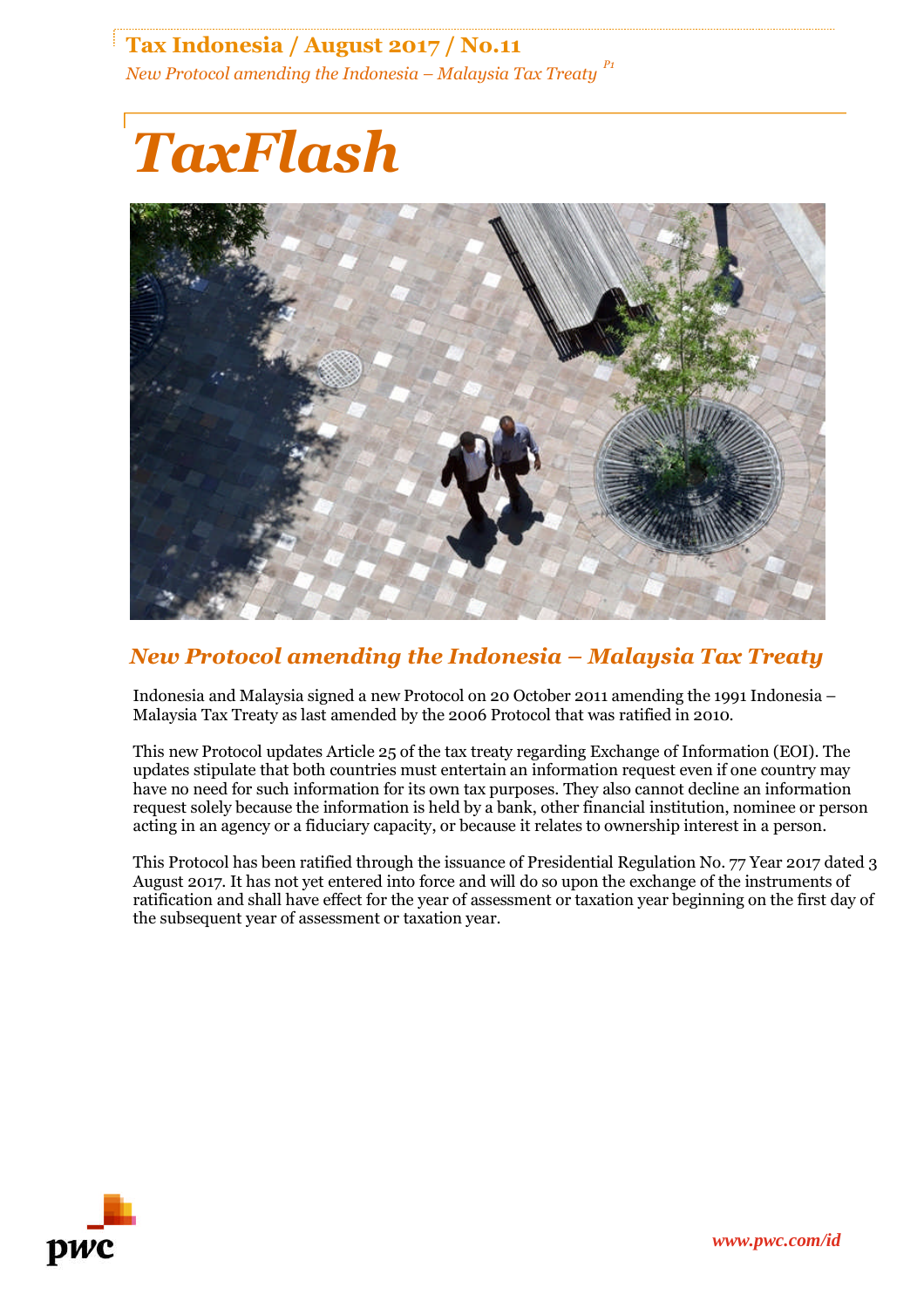# TaxFlash

## New Protocol amending the Indonesia – Malaysia Tax Treaty

Indonesia and Malaysia signed a new Protocol on 20 October 2011 amending the 1991 Indonesia – Malaysia Tax Treaty as last amended by the 2006 Protocol that was ratified in 2010.

This new Protocol updates Article 25 of the tax treaty regarding Exchange of Information (EOI). The updates stipulate that both countries must entertain an information request even if one country may have no need for such information for its own tax purposes. They also cannot decline an information request solely because the information is held by a bank, other financial institution, nominee or person acting in an agency or a fiduciary capacity, or because it relates to ownership interest in a person.

This Protocol has been ratified through the issuance of Presidential Regulation No. 77 Year 2017 dated 3 August 2017. It has not yet entered into force and will do so upon the exchange of the instruments of ratification and shall have effect for the year of assessment or taxation year beginning on the first day of the subsequent year of assessment or taxation year.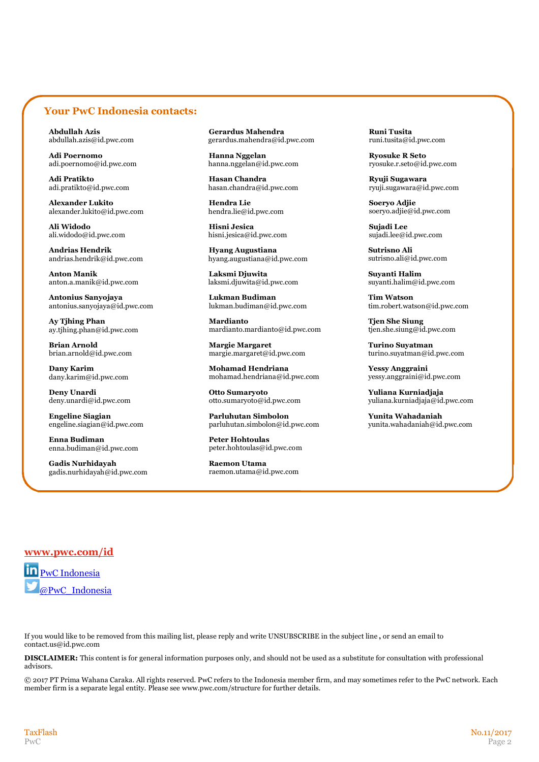## Your PwC Indonesia contacts:

**Abdullah Azis**
abdullah.azis@id.pwc.com

**Adi Poernomo**
adi.poernomo@id.pwc.com

**Adi Pratikto**
adi.pratikto@id.pwc.com

**Alexander Lukito**
alexander.lukito@id.pwc.com

**Ali Widodo**
ali.widodo@id.pwc.com

**Andrias Hendrik**
andrias.hendrik@id.pwc.com

**Anton Manik**
anton.a.manik@id.pwc.com

**Antonius Sanyojaya**
antonius.sanyojaya@id.pwc.com

**Ay Tjhing Phan**
ay.tjhing.phan@id.pwc.com

**Brian Arnold**
brian.arnold@id.pwc.com

**Dany Karim**
dany.karim@id.pwc.com

**Deny Unardi**
deny.unardi@id.pwc.com

**Engeline Siagian**
engeline.siagian@id.pwc.com

**Enna Budiman**
enna.budiman@id.pwc.com

**Gadis Nurhidayah**
gadis.nurhidayah@id.pwc.com

**Gerardus Mahendra**
gerardus.mahendra@id.pwc.com

**Hanna Nggelan**
hanna.nggelan@id.pwc.com

**Hasan Chandra**
hasan.chandra@id.pwc.com

**Hendra Lie**
hendra.lie@id.pwc.com

**Hisni Jesica**
hisni.jesica@id.pwc.com

**Hyang Augustiana**
hyang.augustiana@id.pwc.com

**Laksmi Djuwita**
laksmi.djuwita@id.pwc.com

**Lukman Budiman**
lukman.budiman@id.pwc.com

**Mardianto**
mardianto.mardianto@id.pwc.com

**Margie Margaret**
margie.margaret@id.pwc.com

**Mohamad Hendriana**
mohamad.hendriana@id.pwc.com

**Otto Sumaryoto**
otto.sumaryoto@id.pwc.com

**Parluhutan Simbolon**
parluhutan.simbolon@id.pwc.com

**Peter Hohtoulas**
peter.hohtoulas@id.pwc.com

**Raemon Utama**
raemon.utama@id.pwc.com

**Runi Tusita**
runi.tusita@id.pwc.com

**Ryosuke R Seto**
ryosuke.r.seto@id.pwc.com

**Ryuji Sugawara**
ryuji.sugawara@id.pwc.com

**Soeryo Adjie**
soeryo.adjie@id.pwc.com

**Sujadi Lee**
sujadi.lee@id.pwc.com

**Sutrisno Ali**
sutrisno.ali@id.pwc.com

**Suyanti Halim**
suyanti.halim@id.pwc.com

**Tim Watson**
tim.robert.watson@id.pwc.com

**Tjen She Siung**
tjen.she.siung@id.pwc.com

**Turino Suyatman**
turino.suyatman@id.pwc.com

**Yessy Anggraini**
yessy.anggraini@id.pwc.com

**Yuliana Kurniadjaja**
yuliana.kurniadjaja@id.pwc.com

**Yunita Wahadaniah**
yunita.wahadaniah@id.pwc.com

**www.pwc.com/id**

PwC Indonesia

@PwC_Indonesia

If you would like to be removed from this mailing list, please reply and write UNSUBSCRIBE in the subject line , or send an email to contact.us@id.pwc.com

**DISCLAIMER:** This content is for general information purposes only, and should not be used as a substitute for consultation with professional advisors.

© 2017 PT Prima Wahana Caraka. All rights reserved. PwC refers to the Indonesia member firm, and may sometimes refer to the PwC network. Each member firm is a separate legal entity. Please see www.pwc.com/structure for further details.